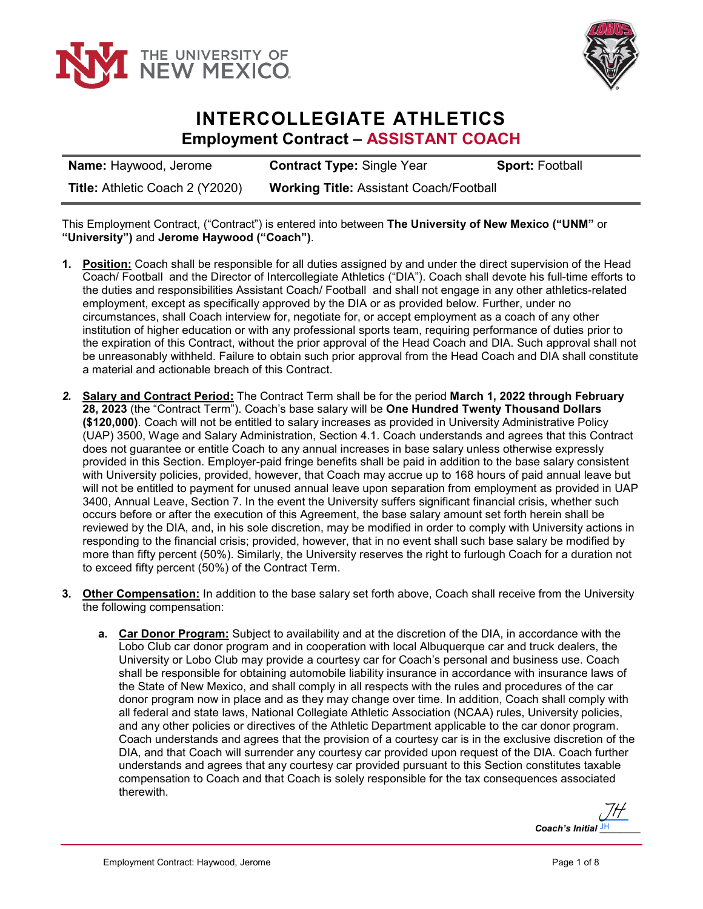THE UNIVERSITY OF NEW MEXICO

# INTERCOLLEGIATE ATHLETICS

## Employment Contract – ASSISTANT COACH

| **Name:** Haywood, Jerome | **Contract Type:** Single Year | **Sport:** Football |
|---|---|---|
| **Title:** Athletic Coach 2 (Y2020) | **Working Title:** Assistant Coach/Football | |

This Employment Contract, ("Contract") is entered into between **The University of New Mexico ("UNM"** or **"University")** and **Jerome Haywood ("Coach")**.

1. **Position:** Coach shall be responsible for all duties assigned by and under the direct supervision of the Head Coach/ Football and the Director of Intercollegiate Athletics ("DIA"). Coach shall devote his full-time efforts to the duties and responsibilities Assistant Coach/ Football and shall not engage in any other athletics-related employment, except as specifically approved by the DIA or as provided below. Further, under no circumstances, shall Coach interview for, negotiate for, or accept employment as a coach of any other institution of higher education or with any professional sports team, requiring performance of duties prior to the expiration of this Contract, without the prior approval of the Head Coach and DIA. Such approval shall not be unreasonably withheld. Failure to obtain such prior approval from the Head Coach and DIA shall constitute a material and actionable breach of this Contract.

2. **Salary and Contract Period:** The Contract Term shall be for the period **March 1, 2022 through February 28, 2023** (the "Contract Term"). Coach's base salary will be **One Hundred Twenty Thousand Dollars ($120,000)**. Coach will not be entitled to salary increases as provided in University Administrative Policy (UAP) 3500, Wage and Salary Administration, Section 4.1. Coach understands and agrees that this Contract does not guarantee or entitle Coach to any annual increases in base salary unless otherwise expressly provided in this Section. Employer-paid fringe benefits shall be paid in addition to the base salary consistent with University policies, provided, however, that Coach may accrue up to 168 hours of paid annual leave but will not be entitled to payment for unused annual leave upon separation from employment as provided in UAP 3400, Annual Leave, Section 7. In the event the University suffers significant financial crisis, whether such occurs before or after the execution of this Agreement, the base salary amount set forth herein shall be reviewed by the DIA, and, in his sole discretion, may be modified in order to comply with University actions in responding to the financial crisis; provided, however, that in no event shall such base salary be modified by more than fifty percent (50%). Similarly, the University reserves the right to furlough Coach for a duration not to exceed fifty percent (50%) of the Contract Term.

3. **Other Compensation:** In addition to the base salary set forth above, Coach shall receive from the University the following compensation:

   a. **Car Donor Program:** Subject to availability and at the discretion of the DIA, in accordance with the Lobo Club car donor program and in cooperation with local Albuquerque car and truck dealers, the University or Lobo Club may provide a courtesy car for Coach's personal and business use. Coach shall be responsible for obtaining automobile liability insurance in accordance with insurance laws of the State of New Mexico, and shall comply in all respects with the rules and procedures of the car donor program now in place and as they may change over time. In addition, Coach shall comply with all federal and state laws, National Collegiate Athletic Association (NCAA) rules, University policies, and any other policies or directives of the Athletic Department applicable to the car donor program. Coach understands and agrees that the provision of a courtesy car is in the exclusive discretion of the DIA, and that Coach will surrender any courtesy car provided upon request of the DIA. Coach further understands and agrees that any courtesy car provided pursuant to this Section constitutes taxable compensation to Coach and that Coach is solely responsible for the tax consequences associated therewith.

*Coach's Initial* JH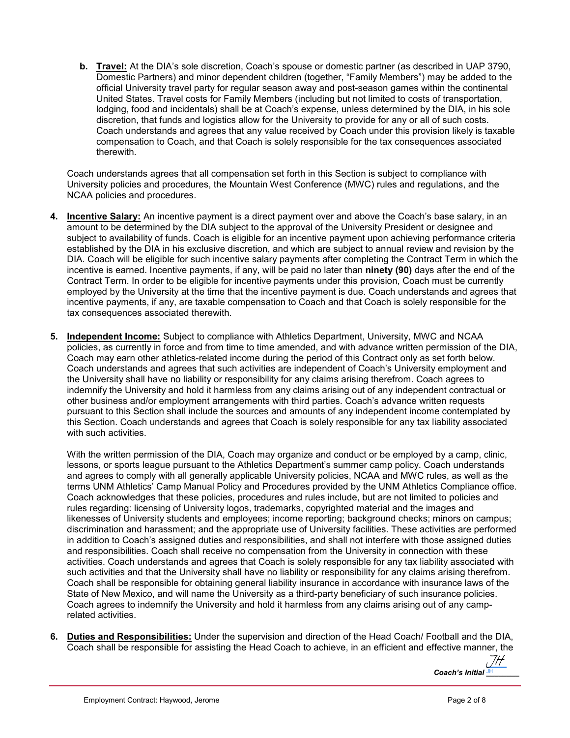b. **Travel:** At the DIA's sole discretion, Coach's spouse or domestic partner (as described in UAP 3790, Domestic Partners) and minor dependent children (together, "Family Members") may be added to the official University travel party for regular season away and post-season games within the continental United States. Travel costs for Family Members (including but not limited to costs of transportation, lodging, food and incidentals) shall be at Coach's expense, unless determined by the DIA, in his sole discretion, that funds and logistics allow for the University to provide for any or all of such costs. Coach understands and agrees that any value received by Coach under this provision likely is taxable compensation to Coach, and that Coach is solely responsible for the tax consequences associated therewith.

Coach understands agrees that all compensation set forth in this Section is subject to compliance with University policies and procedures, the Mountain West Conference (MWC) rules and regulations, and the NCAA policies and procedures.

4. **Incentive Salary:** An incentive payment is a direct payment over and above the Coach's base salary, in an amount to be determined by the DIA subject to the approval of the University President or designee and subject to availability of funds. Coach is eligible for an incentive payment upon achieving performance criteria established by the DIA in his exclusive discretion, and which are subject to annual review and revision by the DIA. Coach will be eligible for such incentive salary payments after completing the Contract Term in which the incentive is earned. Incentive payments, if any, will be paid no later than **ninety (90)** days after the end of the Contract Term. In order to be eligible for incentive payments under this provision, Coach must be currently employed by the University at the time that the incentive payment is due. Coach understands and agrees that incentive payments, if any, are taxable compensation to Coach and that Coach is solely responsible for the tax consequences associated therewith.

5. **Independent Income:** Subject to compliance with Athletics Department, University, MWC and NCAA policies, as currently in force and from time to time amended, and with advance written permission of the DIA, Coach may earn other athletics-related income during the period of this Contract only as set forth below. Coach understands and agrees that such activities are independent of Coach's University employment and the University shall have no liability or responsibility for any claims arising therefrom. Coach agrees to indemnify the University and hold it harmless from any claims arising out of any independent contractual or other business and/or employment arrangements with third parties. Coach's advance written requests pursuant to this Section shall include the sources and amounts of any independent income contemplated by this Section. Coach understands and agrees that Coach is solely responsible for any tax liability associated with such activities.

   With the written permission of the DIA, Coach may organize and conduct or be employed by a camp, clinic, lessons, or sports league pursuant to the Athletics Department's summer camp policy. Coach understands and agrees to comply with all generally applicable University policies, NCAA and MWC rules, as well as the terms UNM Athletics' Camp Manual Policy and Procedures provided by the UNM Athletics Compliance office. Coach acknowledges that these policies, procedures and rules include, but are not limited to policies and rules regarding: licensing of University logos, trademarks, copyrighted material and the images and likenesses of University students and employees; income reporting; background checks; minors on campus; discrimination and harassment; and the appropriate use of University facilities. These activities are performed in addition to Coach's assigned duties and responsibilities, and shall not interfere with those assigned duties and responsibilities. Coach shall receive no compensation from the University in connection with these activities. Coach understands and agrees that Coach is solely responsible for any tax liability associated with such activities and that the University shall have no liability or responsibility for any claims arising therefrom. Coach shall be responsible for obtaining general liability insurance in accordance with insurance laws of the State of New Mexico, and will name the University as a third-party beneficiary of such insurance policies. Coach agrees to indemnify the University and hold it harmless from any claims arising out of any camp-related activities.

6. **Duties and Responsibilities:** Under the supervision and direction of the Head Coach/ Football and the DIA, Coach shall be responsible for assisting the Head Coach to achieve, in an efficient and effective manner, the

*Coach's Initial* JH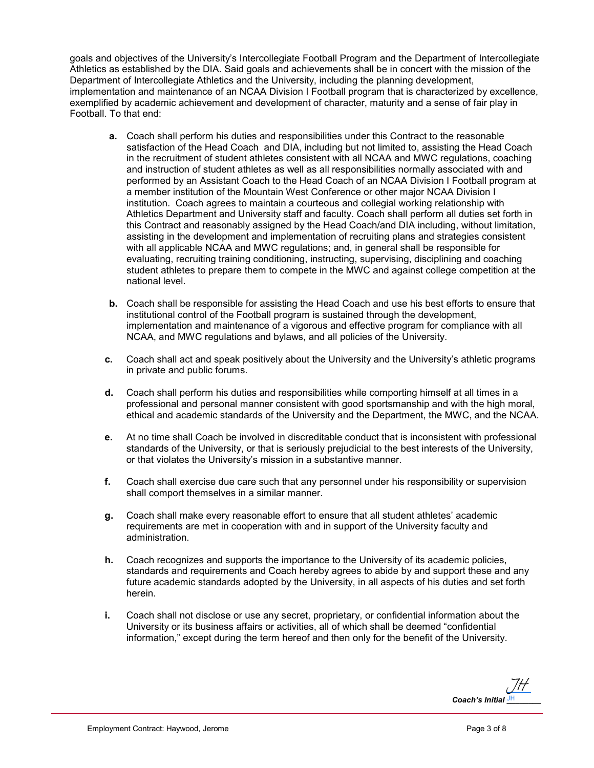goals and objectives of the University's Intercollegiate Football Program and the Department of Intercollegiate Athletics as established by the DIA. Said goals and achievements shall be in concert with the mission of the Department of Intercollegiate Athletics and the University, including the planning development, implementation and maintenance of an NCAA Division I Football program that is characterized by excellence, exemplified by academic achievement and development of character, maturity and a sense of fair play in Football. To that end:

**a.** Coach shall perform his duties and responsibilities under this Contract to the reasonable satisfaction of the Head Coach and DIA, including but not limited to, assisting the Head Coach in the recruitment of student athletes consistent with all NCAA and MWC regulations, coaching and instruction of student athletes as well as all responsibilities normally associated with and performed by an Assistant Coach to the Head Coach of an NCAA Division I Football program at a member institution of the Mountain West Conference or other major NCAA Division I institution. Coach agrees to maintain a courteous and collegial working relationship with Athletics Department and University staff and faculty. Coach shall perform all duties set forth in this Contract and reasonably assigned by the Head Coach/and DIA including, without limitation, assisting in the development and implementation of recruiting plans and strategies consistent with all applicable NCAA and MWC regulations; and, in general shall be responsible for evaluating, recruiting training conditioning, instructing, supervising, disciplining and coaching student athletes to prepare them to compete in the MWC and against college competition at the national level.

**b.** Coach shall be responsible for assisting the Head Coach and use his best efforts to ensure that institutional control of the Football program is sustained through the development, implementation and maintenance of a vigorous and effective program for compliance with all NCAA, and MWC regulations and bylaws, and all policies of the University.

**c.** Coach shall act and speak positively about the University and the University's athletic programs in private and public forums.

**d.** Coach shall perform his duties and responsibilities while comporting himself at all times in a professional and personal manner consistent with good sportsmanship and with the high moral, ethical and academic standards of the University and the Department, the MWC, and the NCAA.

**e.** At no time shall Coach be involved in discreditable conduct that is inconsistent with professional standards of the University, or that is seriously prejudicial to the best interests of the University, or that violates the University's mission in a substantive manner.

**f.** Coach shall exercise due care such that any personnel under his responsibility or supervision shall comport themselves in a similar manner.

**g.** Coach shall make every reasonable effort to ensure that all student athletes' academic requirements are met in cooperation with and in support of the University faculty and administration.

**h.** Coach recognizes and supports the importance to the University of its academic policies, standards and requirements and Coach hereby agrees to abide by and support these and any future academic standards adopted by the University, in all aspects of his duties and set forth herein.

**i.** Coach shall not disclose or use any secret, proprietary, or confidential information about the University or its business affairs or activities, all of which shall be deemed "confidential information," except during the term hereof and then only for the benefit of the University.

***Coach's Initial*** JH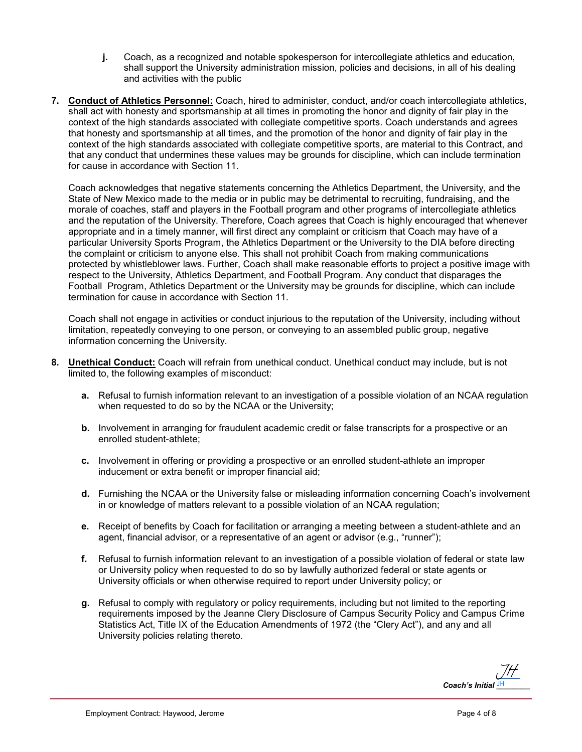j. Coach, as a recognized and notable spokesperson for intercollegiate athletics and education, shall support the University administration mission, policies and decisions, in all of his dealing and activities with the public

7. **Conduct of Athletics Personnel:** Coach, hired to administer, conduct, and/or coach intercollegiate athletics, shall act with honesty and sportsmanship at all times in promoting the honor and dignity of fair play in the context of the high standards associated with collegiate competitive sports. Coach understands and agrees that honesty and sportsmanship at all times, and the promotion of the honor and dignity of fair play in the context of the high standards associated with collegiate competitive sports, are material to this Contract, and that any conduct that undermines these values may be grounds for discipline, which can include termination for cause in accordance with Section 11.

   Coach acknowledges that negative statements concerning the Athletics Department, the University, and the State of New Mexico made to the media or in public may be detrimental to recruiting, fundraising, and the morale of coaches, staff and players in the Football program and other programs of intercollegiate athletics and the reputation of the University. Therefore, Coach agrees that Coach is highly encouraged that whenever appropriate and in a timely manner, will first direct any complaint or criticism that Coach may have of a particular University Sports Program, the Athletics Department or the University to the DIA before directing the complaint or criticism to anyone else. This shall not prohibit Coach from making communications protected by whistleblower laws. Further, Coach shall make reasonable efforts to project a positive image with respect to the University, Athletics Department, and Football Program. Any conduct that disparages the Football Program, Athletics Department or the University may be grounds for discipline, which can include termination for cause in accordance with Section 11.

   Coach shall not engage in activities or conduct injurious to the reputation of the University, including without limitation, repeatedly conveying to one person, or conveying to an assembled public group, negative information concerning the University.

8. **Unethical Conduct:** Coach will refrain from unethical conduct. Unethical conduct may include, but is not limited to, the following examples of misconduct:

   a. Refusal to furnish information relevant to an investigation of a possible violation of an NCAA regulation when requested to do so by the NCAA or the University;

   b. Involvement in arranging for fraudulent academic credit or false transcripts for a prospective or an enrolled student-athlete;

   c. Involvement in offering or providing a prospective or an enrolled student-athlete an improper inducement or extra benefit or improper financial aid;

   d. Furnishing the NCAA or the University false or misleading information concerning Coach's involvement in or knowledge of matters relevant to a possible violation of an NCAA regulation;

   e. Receipt of benefits by Coach for facilitation or arranging a meeting between a student-athlete and an agent, financial advisor, or a representative of an agent or advisor (e.g., "runner");

   f. Refusal to furnish information relevant to an investigation of a possible violation of federal or state law or University policy when requested to do so by lawfully authorized federal or state agents or University officials or when otherwise required to report under University policy; or

   g. Refusal to comply with regulatory or policy requirements, including but not limited to the reporting requirements imposed by the Jeanne Clery Disclosure of Campus Security Policy and Campus Crime Statistics Act, Title IX of the Education Amendments of 1972 (the "Clery Act"), and any and all University policies relating thereto.

*Coach's Initial* JH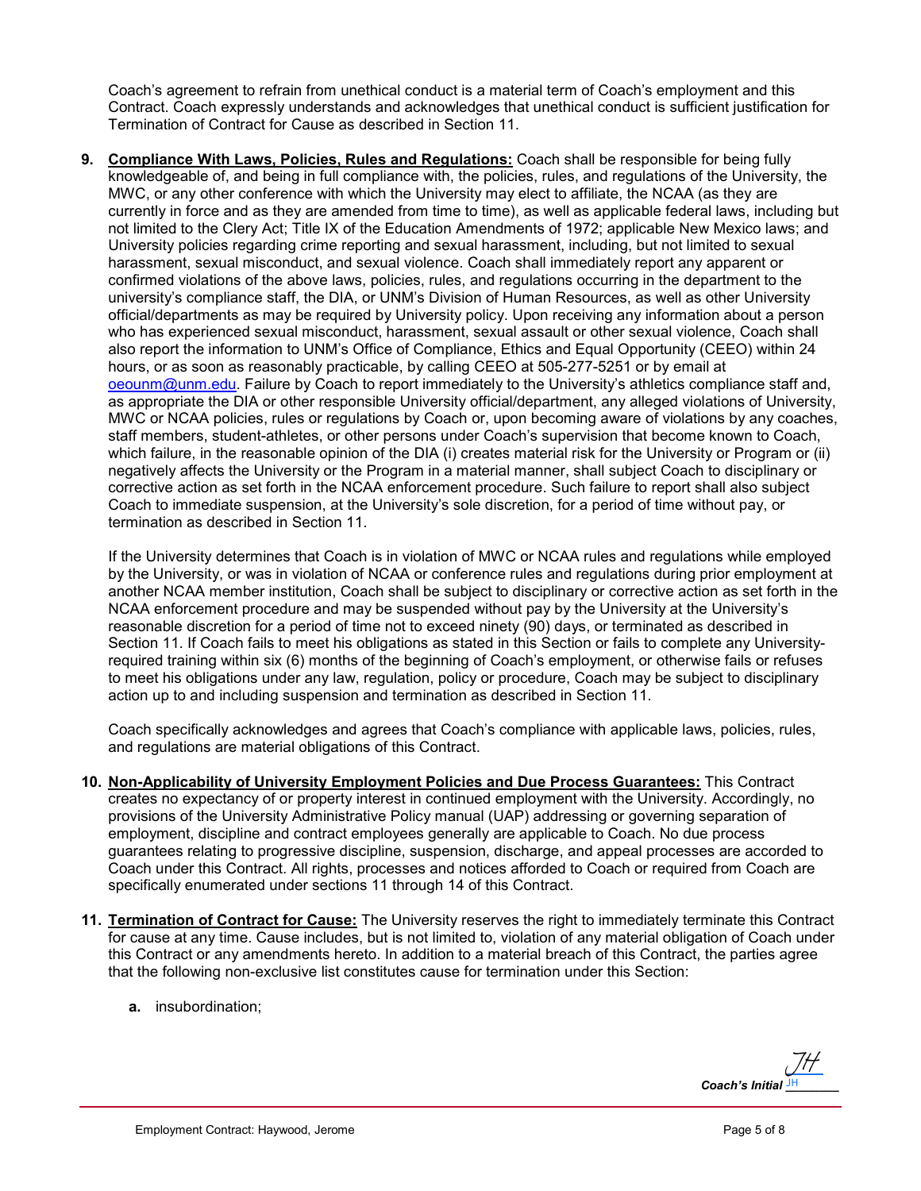Coach's agreement to refrain from unethical conduct is a material term of Coach's employment and this Contract. Coach expressly understands and acknowledges that unethical conduct is sufficient justification for Termination of Contract for Cause as described in Section 11.

**9. Compliance With Laws, Policies, Rules and Regulations:** Coach shall be responsible for being fully knowledgeable of, and being in full compliance with, the policies, rules, and regulations of the University, the MWC, or any other conference with which the University may elect to affiliate, the NCAA (as they are currently in force and as they are amended from time to time), as well as applicable federal laws, including but not limited to the Clery Act; Title IX of the Education Amendments of 1972; applicable New Mexico laws; and University policies regarding crime reporting and sexual harassment, including, but not limited to sexual harassment, sexual misconduct, and sexual violence. Coach shall immediately report any apparent or confirmed violations of the above laws, policies, rules, and regulations occurring in the department to the university's compliance staff, the DIA, or UNM's Division of Human Resources, as well as other University official/departments as may be required by University policy. Upon receiving any information about a person who has experienced sexual misconduct, harassment, sexual assault or other sexual violence, Coach shall also report the information to UNM's Office of Compliance, Ethics and Equal Opportunity (CEEO) within 24 hours, or as soon as reasonably practicable, by calling CEEO at 505-277-5251 or by email at oeounm@unm.edu. Failure by Coach to report immediately to the University's athletics compliance staff and, as appropriate the DIA or other responsible University official/department, any alleged violations of University, MWC or NCAA policies, rules or regulations by Coach or, upon becoming aware of violations by any coaches, staff members, student-athletes, or other persons under Coach's supervision that become known to Coach, which failure, in the reasonable opinion of the DIA (i) creates material risk for the University or Program or (ii) negatively affects the University or the Program in a material manner, shall subject Coach to disciplinary or corrective action as set forth in the NCAA enforcement procedure. Such failure to report shall also subject Coach to immediate suspension, at the University's sole discretion, for a period of time without pay, or termination as described in Section 11.

If the University determines that Coach is in violation of MWC or NCAA rules and regulations while employed by the University, or was in violation of NCAA or conference rules and regulations during prior employment at another NCAA member institution, Coach shall be subject to disciplinary or corrective action as set forth in the NCAA enforcement procedure and may be suspended without pay by the University at the University's reasonable discretion for a period of time not to exceed ninety (90) days, or terminated as described in Section 11. If Coach fails to meet his obligations as stated in this Section or fails to complete any University-required training within six (6) months of the beginning of Coach's employment, or otherwise fails or refuses to meet his obligations under any law, regulation, policy or procedure, Coach may be subject to disciplinary action up to and including suspension and termination as described in Section 11.

Coach specifically acknowledges and agrees that Coach's compliance with applicable laws, policies, rules, and regulations are material obligations of this Contract.

**10. Non-Applicability of University Employment Policies and Due Process Guarantees:** This Contract creates no expectancy of or property interest in continued employment with the University. Accordingly, no provisions of the University Administrative Policy manual (UAP) addressing or governing separation of employment, discipline and contract employees generally are applicable to Coach. No due process guarantees relating to progressive discipline, suspension, discharge, and appeal processes are accorded to Coach under this Contract. All rights, processes and notices afforded to Coach or required from Coach are specifically enumerated under sections 11 through 14 of this Contract.

**11. Termination of Contract for Cause:** The University reserves the right to immediately terminate this Contract for cause at any time. Cause includes, but is not limited to, violation of any material obligation of Coach under this Contract or any amendments hereto. In addition to a material breach of this Contract, the parties agree that the following non-exclusive list constitutes cause for termination under this Section:

- **a.** insubordination;

*Coach's Initial* JH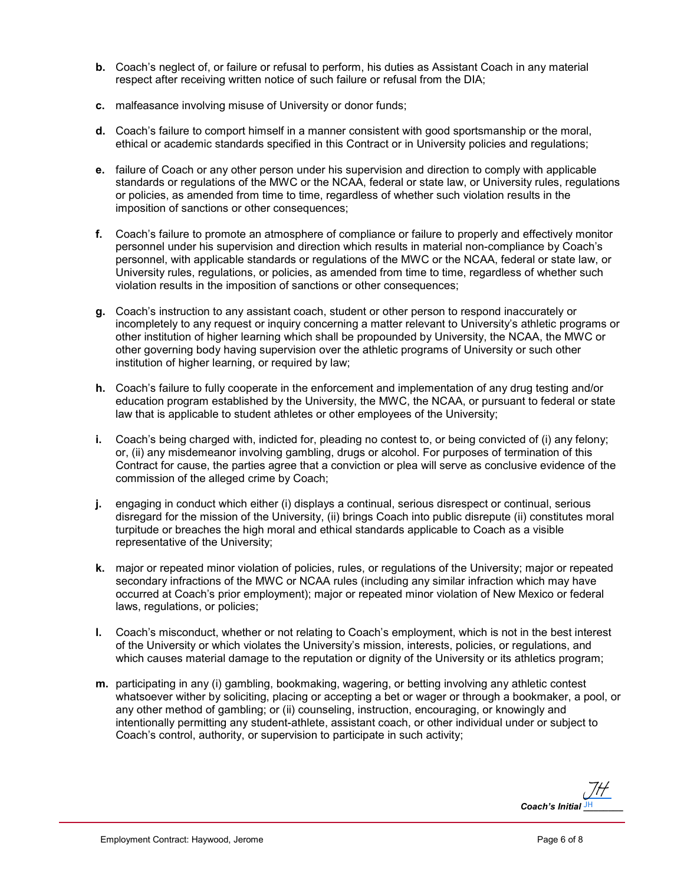**b.** Coach's neglect of, or failure or refusal to perform, his duties as Assistant Coach in any material respect after receiving written notice of such failure or refusal from the DIA;

**c.** malfeasance involving misuse of University or donor funds;

**d.** Coach's failure to comport himself in a manner consistent with good sportsmanship or the moral, ethical or academic standards specified in this Contract or in University policies and regulations;

**e.** failure of Coach or any other person under his supervision and direction to comply with applicable standards or regulations of the MWC or the NCAA, federal or state law, or University rules, regulations or policies, as amended from time to time, regardless of whether such violation results in the imposition of sanctions or other consequences;

**f.** Coach's failure to promote an atmosphere of compliance or failure to properly and effectively monitor personnel under his supervision and direction which results in material non-compliance by Coach's personnel, with applicable standards or regulations of the MWC or the NCAA, federal or state law, or University rules, regulations, or policies, as amended from time to time, regardless of whether such violation results in the imposition of sanctions or other consequences;

**g.** Coach's instruction to any assistant coach, student or other person to respond inaccurately or incompletely to any request or inquiry concerning a matter relevant to University's athletic programs or other institution of higher learning which shall be propounded by University, the NCAA, the MWC or other governing body having supervision over the athletic programs of University or such other institution of higher learning, or required by law;

**h.** Coach's failure to fully cooperate in the enforcement and implementation of any drug testing and/or education program established by the University, the MWC, the NCAA, or pursuant to federal or state law that is applicable to student athletes or other employees of the University;

**i.** Coach's being charged with, indicted for, pleading no contest to, or being convicted of (i) any felony; or, (ii) any misdemeanor involving gambling, drugs or alcohol. For purposes of termination of this Contract for cause, the parties agree that a conviction or plea will serve as conclusive evidence of the commission of the alleged crime by Coach;

**j.** engaging in conduct which either (i) displays a continual, serious disrespect or continual, serious disregard for the mission of the University, (ii) brings Coach into public disrepute (ii) constitutes moral turpitude or breaches the high moral and ethical standards applicable to Coach as a visible representative of the University;

**k.** major or repeated minor violation of policies, rules, or regulations of the University; major or repeated secondary infractions of the MWC or NCAA rules (including any similar infraction which may have occurred at Coach's prior employment); major or repeated minor violation of New Mexico or federal laws, regulations, or policies;

**l.** Coach's misconduct, whether or not relating to Coach's employment, which is not in the best interest of the University or which violates the University's mission, interests, policies, or regulations, and which causes material damage to the reputation or dignity of the University or its athletics program;

**m.** participating in any (i) gambling, bookmaking, wagering, or betting involving any athletic contest whatsoever wither by soliciting, placing or accepting a bet or wager or through a bookmaker, a pool, or any other method of gambling; or (ii) counseling, instruction, encouraging, or knowingly and intentionally permitting any student-athlete, assistant coach, or other individual under or subject to Coach's control, authority, or supervision to participate in such activity;

***Coach's Initial*** JH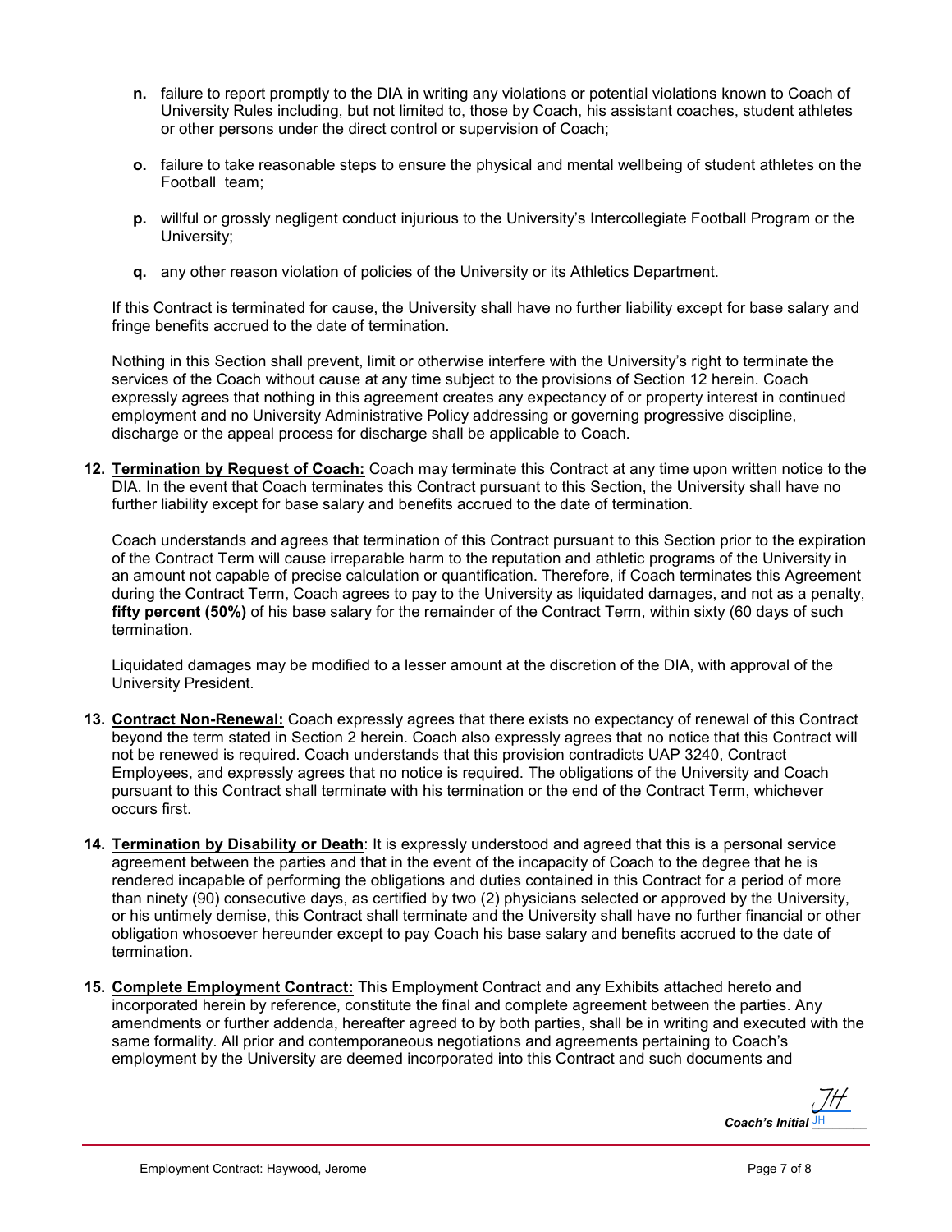- **n.** failure to report promptly to the DIA in writing any violations or potential violations known to Coach of University Rules including, but not limited to, those by Coach, his assistant coaches, student athletes or other persons under the direct control or supervision of Coach;
- **o.** failure to take reasonable steps to ensure the physical and mental wellbeing of student athletes on the Football team;
- **p.** willful or grossly negligent conduct injurious to the University's Intercollegiate Football Program or the University;
- **q.** any other reason violation of policies of the University or its Athletics Department.

If this Contract is terminated for cause, the University shall have no further liability except for base salary and fringe benefits accrued to the date of termination.

Nothing in this Section shall prevent, limit or otherwise interfere with the University's right to terminate the services of the Coach without cause at any time subject to the provisions of Section 12 herein. Coach expressly agrees that nothing in this agreement creates any expectancy of or property interest in continued employment and no University Administrative Policy addressing or governing progressive discipline, discharge or the appeal process for discharge shall be applicable to Coach.

**12. Termination by Request of Coach:** Coach may terminate this Contract at any time upon written notice to the DIA. In the event that Coach terminates this Contract pursuant to this Section, the University shall have no further liability except for base salary and benefits accrued to the date of termination.

Coach understands and agrees that termination of this Contract pursuant to this Section prior to the expiration of the Contract Term will cause irreparable harm to the reputation and athletic programs of the University in an amount not capable of precise calculation or quantification. Therefore, if Coach terminates this Agreement during the Contract Term, Coach agrees to pay to the University as liquidated damages, and not as a penalty, **fifty percent (50%)** of his base salary for the remainder of the Contract Term, within sixty (60 days of such termination.

Liquidated damages may be modified to a lesser amount at the discretion of the DIA, with approval of the University President.

**13. Contract Non-Renewal:** Coach expressly agrees that there exists no expectancy of renewal of this Contract beyond the term stated in Section 2 herein. Coach also expressly agrees that no notice that this Contract will not be renewed is required. Coach understands that this provision contradicts UAP 3240, Contract Employees, and expressly agrees that no notice is required. The obligations of the University and Coach pursuant to this Contract shall terminate with his termination or the end of the Contract Term, whichever occurs first.

**14. Termination by Disability or Death**: It is expressly understood and agreed that this is a personal service agreement between the parties and that in the event of the incapacity of Coach to the degree that he is rendered incapable of performing the obligations and duties contained in this Contract for a period of more than ninety (90) consecutive days, as certified by two (2) physicians selected or approved by the University, or his untimely demise, this Contract shall terminate and the University shall have no further financial or other obligation whosoever hereunder except to pay Coach his base salary and benefits accrued to the date of termination.

**15. Complete Employment Contract:** This Employment Contract and any Exhibits attached hereto and incorporated herein by reference, constitute the final and complete agreement between the parties. Any amendments or further addenda, hereafter agreed to by both parties, shall be in writing and executed with the same formality. All prior and contemporaneous negotiations and agreements pertaining to Coach's employment by the University are deemed incorporated into this Contract and such documents and

*Coach's Initial* JH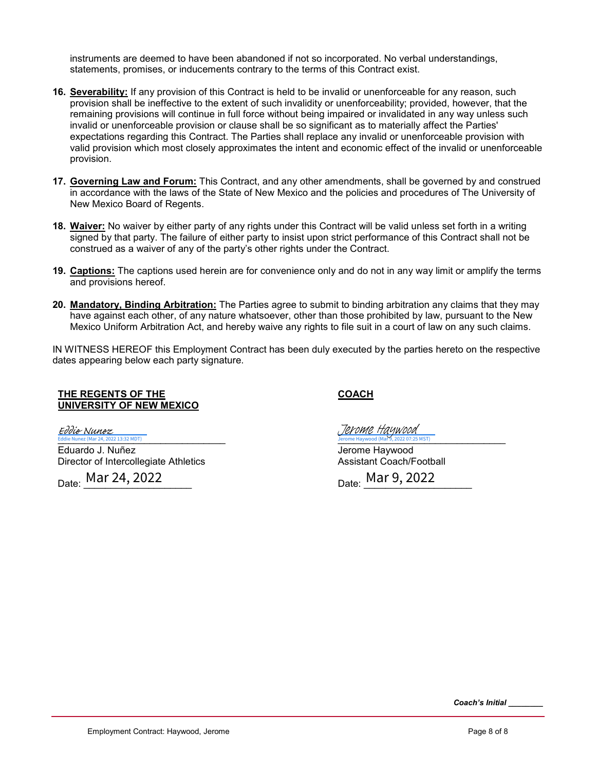instruments are deemed to have been abandoned if not so incorporated. No verbal understandings, statements, promises, or inducements contrary to the terms of this Contract exist.

16. **Severability:** If any provision of this Contract is held to be invalid or unenforceable for any reason, such provision shall be ineffective to the extent of such invalidity or unenforceability; provided, however, that the remaining provisions will continue in full force without being impaired or invalidated in any way unless such invalid or unenforceable provision or clause shall be so significant as to materially affect the Parties' expectations regarding this Contract. The Parties shall replace any invalid or unenforceable provision with valid provision which most closely approximates the intent and economic effect of the invalid or unenforceable provision.

17. **Governing Law and Forum:** This Contract, and any other amendments, shall be governed by and construed in accordance with the laws of the State of New Mexico and the policies and procedures of The University of New Mexico Board of Regents.

18. **Waiver:** No waiver by either party of any rights under this Contract will be valid unless set forth in a writing signed by that party. The failure of either party to insist upon strict performance of this Contract shall not be construed as a waiver of any of the party's other rights under the Contract.

19. **Captions:** The captions used herein are for convenience only and do not in any way limit or amplify the terms and provisions hereof.

20. **Mandatory, Binding Arbitration:** The Parties agree to submit to binding arbitration any claims that they may have against each other, of any nature whatsoever, other than those prohibited by law, pursuant to the New Mexico Uniform Arbitration Act, and hereby waive any rights to file suit in a court of law on any such claims.

IN WITNESS HEREOF this Employment Contract has been duly executed by the parties hereto on the respective dates appearing below each party signature.

**THE REGENTS OF THE UNIVERSITY OF NEW MEXICO**

Eddie Nunez
Eddie Nunez (Mar 24, 2022 13:32 MDT)

Eduardo J. Nuñez
Director of Intercollegiate Athletics

Date: Mar 24, 2022

**COACH**

Jerome Haywood
Jerome Haywood (Mar 9, 2022 07:25 MST)

Jerome Haywood
Assistant Coach/Football

Date: Mar 9, 2022

***Coach's Initial*** ________